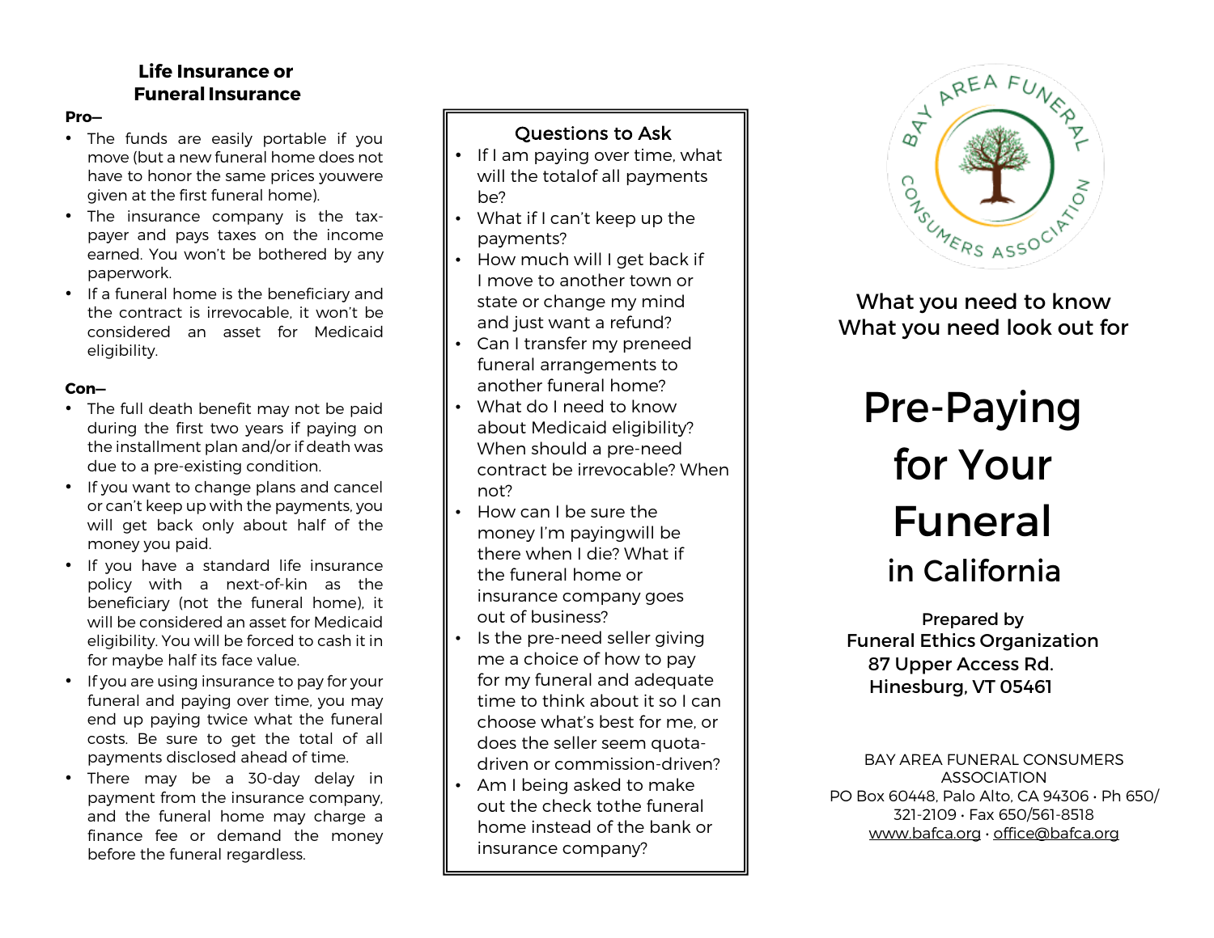## Life Insurance or Funeral Insurance

**Pro—**

- The funds are easily portable if you move (but a new funeral home does not have to honor the same prices youwere given at the first funeral home).
- The insurance company is the tax-payer and pays taxes on the income earned. You won't be bothered by any paperwork.
- If a funeral home is the beneficiary and the contract is irrevocable, it won't be considered an asset for Medicaid eligibility.

**Con—**

- The full death benefit may not be paid during the first two years if paying on the installment plan and/or if death was due to a pre-existing condition.
- If you want to change plans and cancel or can't keep up with the payments, you will get back only about half of the money you paid.
- If you have a standard life insurance policy with a next-of-kin as the beneficiary (not the funeral home), it will be considered an asset for Medicaid eligibility. You will be forced to cash it in for maybe half its face value.
- If you are using insurance to pay for your funeral and paying over time, you may end up paying twice what the funeral costs. Be sure to get the total of all payments disclosed ahead of time.
- There may be a 30-day delay in payment from the insurance company, and the funeral home may charge a finance fee or demand the money before the funeral regardless.

## Questions to Ask

- If I am paying over time, what will the totalof all payments be?
- What if I can't keep up the payments?
- How much will I get back if I move to another town or state or change my mind and just want a refund?
- Can I transfer my preneed funeral arrangements to another funeral home?
- What do I need to know about Medicaid eligibility? When should a pre-need contract be irrevocable? When not?
- How can I be sure the money I'm payingwill be there when I die? What if the funeral home or insurance company goes out of business?
- Is the pre-need seller giving me a choice of how to pay for my funeral and adequate time to think about it so I can choose what's best for me, or does the seller seem quota-driven or commission-driven?
- Am I being asked to make out the check tothe funeral home instead of the bank or insurance company?

BAY AREA FUNERAL CONSUMERS ASSOCIATION

What you need to know
What you need look out for

# Pre-Paying for Your Funeral in California

Prepared by
Funeral Ethics Organization
87 Upper Access Rd.
Hinesburg, VT 05461

BAY AREA FUNERAL CONSUMERS ASSOCIATION
PO Box 60448, Palo Alto, CA 94306 • Ph 650/321-2109 • Fax 650/561-8518
www.bafca.org • office@bafca.org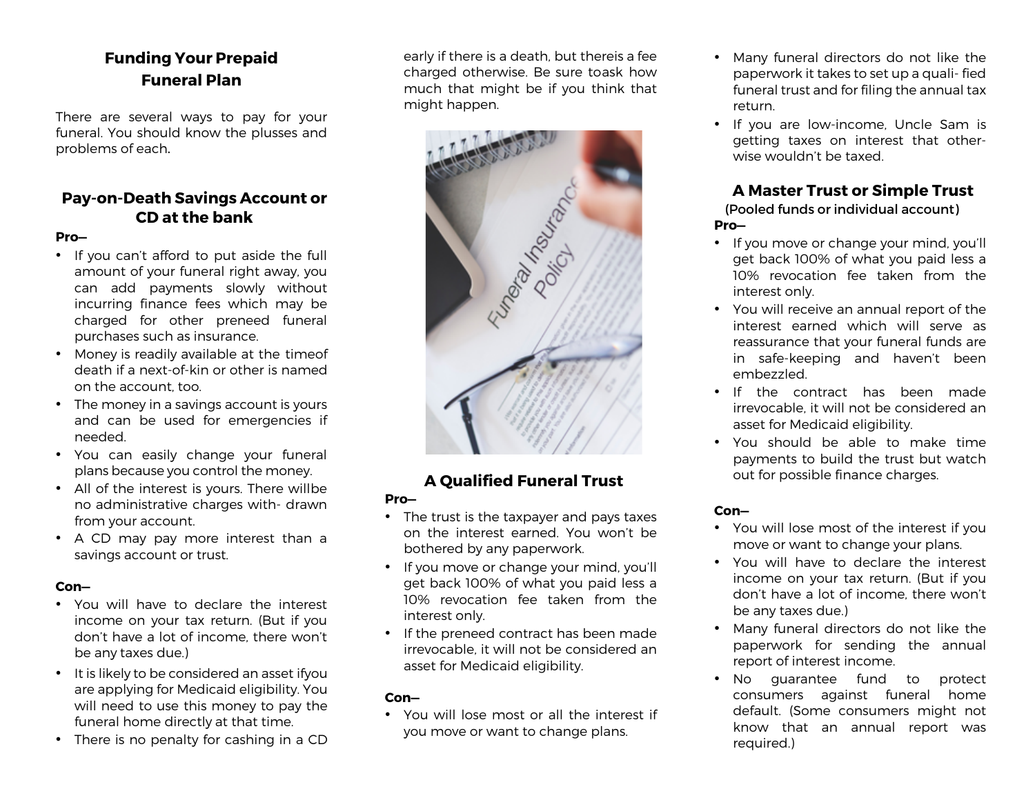## Funding Your Prepaid Funeral Plan

There are several ways to pay for your funeral. You should know the plusses and problems of each.

### Pay-on-Death Savings Account or CD at the bank

**Pro—**

- If you can't afford to put aside the full amount of your funeral right away, you can add payments slowly without incurring finance fees which may be charged for other preneed funeral purchases such as insurance.
- Money is readily available at the timeof death if a next-of-kin or other is named on the account, too.
- The money in a savings account is yours and can be used for emergencies if needed.
- You can easily change your funeral plans because you control the money.
- All of the interest is yours. There willbe no administrative charges with- drawn from your account.
- A CD may pay more interest than a savings account or trust.

**Con—**

- You will have to declare the interest income on your tax return. (But if you don't have a lot of income, there won't be any taxes due.)
- It is likely to be considered an asset ifyou are applying for Medicaid eligibility. You will need to use this money to pay the funeral home directly at that time.
- There is no penalty for cashing in a CD early if there is a death, but thereis a fee charged otherwise. Be sure toask how much that might be if you think that might happen.

### A Qualified Funeral Trust

**Pro—**

- The trust is the taxpayer and pays taxes on the interest earned. You won't be bothered by any paperwork.
- If you move or change your mind, you'll get back 100% of what you paid less a 10% revocation fee taken from the interest only.
- If the preneed contract has been made irrevocable, it will not be considered an asset for Medicaid eligibility.

**Con—**

- You will lose most or all the interest if you move or want to change plans.
- Many funeral directors do not like the paperwork it takes to set up a quali- fied funeral trust and for filing the annual tax return.
- If you are low-income, Uncle Sam is getting taxes on interest that other- wise wouldn't be taxed.

### A Master Trust or Simple Trust

(Pooled funds or individual account)

**Pro—**

- If you move or change your mind, you'll get back 100% of what you paid less a 10% revocation fee taken from the interest only.
- You will receive an annual report of the interest earned which will serve as reassurance that your funeral funds are in safe-keeping and haven't been embezzled.
- If the contract has been made irrevocable, it will not be considered an asset for Medicaid eligibility.
- You should be able to make time payments to build the trust but watch out for possible finance charges.

**Con—**

- You will lose most of the interest if you move or want to change your plans.
- You will have to declare the interest income on your tax return. (But if you don't have a lot of income, there won't be any taxes due.)
- Many funeral directors do not like the paperwork for sending the annual report of interest income.
- No guarantee fund to protect consumers against funeral home default. (Some consumers might not know that an annual report was required.)